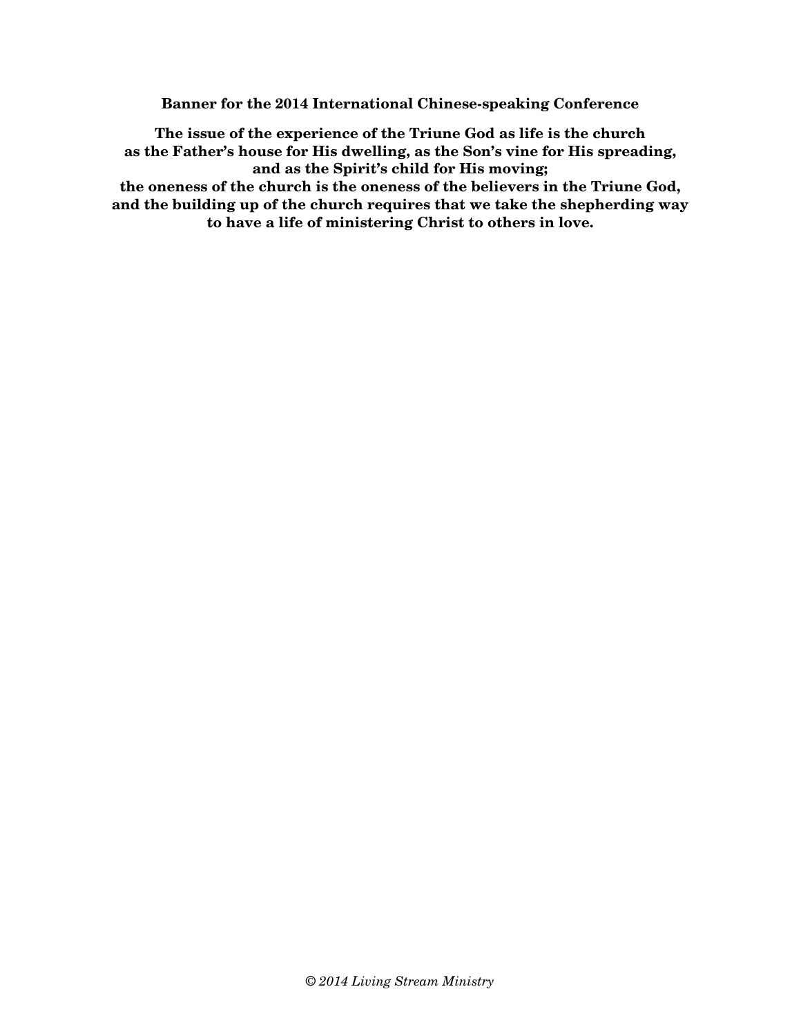**Banner for the 2014 International Chinese-speaking Conference**

**The issue of the experience of the Triune God as life is the church**
**as the Father's house for His dwelling, as the Son's vine for His spreading,**
**and as the Spirit's child for His moving;**
**the oneness of the church is the oneness of the believers in the Triune God,**
**and the building up of the church requires that we take the shepherding way**
**to have a life of ministering Christ to others in love.**

*© 2014 Living Stream Ministry*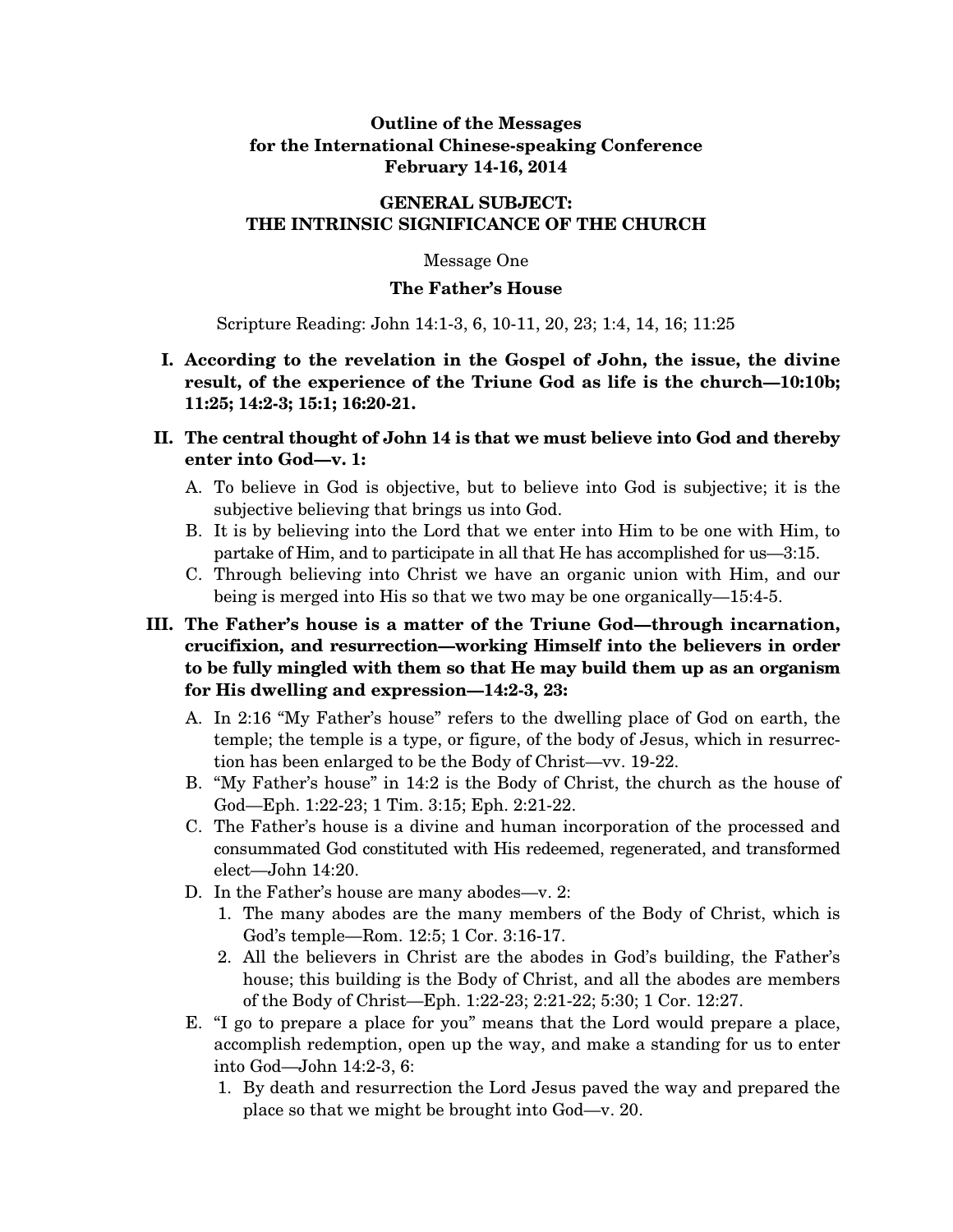**Outline of the Messages**
**for the International Chinese-speaking Conference**
**February 14-16, 2014**

## GENERAL SUBJECT: THE INTRINSIC SIGNIFICANCE OF THE CHURCH

Message One

### The Father's House

Scripture Reading: John 14:1-3, 6, 10-11, 20, 23; 1:4, 14, 16; 11:25

**I. According to the revelation in the Gospel of John, the issue, the divine result, of the experience of the Triune God as life is the church—10:10b; 11:25; 14:2-3; 15:1; 16:20-21.**

**II. The central thought of John 14 is that we must believe into God and thereby enter into God—v. 1:**

- A. To believe in God is objective, but to believe into God is subjective; it is the subjective believing that brings us into God.
- B. It is by believing into the Lord that we enter into Him to be one with Him, to partake of Him, and to participate in all that He has accomplished for us—3:15.
- C. Through believing into Christ we have an organic union with Him, and our being is merged into His so that we two may be one organically—15:4-5.

**III. The Father's house is a matter of the Triune God—through incarnation, crucifixion, and resurrection—working Himself into the believers in order to be fully mingled with them so that He may build them up as an organism for His dwelling and expression—14:2-3, 23:**

- A. In 2:16 "My Father's house" refers to the dwelling place of God on earth, the temple; the temple is a type, or figure, of the body of Jesus, which in resurrection has been enlarged to be the Body of Christ—vv. 19-22.
- B. "My Father's house" in 14:2 is the Body of Christ, the church as the house of God—Eph. 1:22-23; 1 Tim. 3:15; Eph. 2:21-22.
- C. The Father's house is a divine and human incorporation of the processed and consummated God constituted with His redeemed, regenerated, and transformed elect—John 14:20.
- D. In the Father's house are many abodes—v. 2:
    1. The many abodes are the many members of the Body of Christ, which is God's temple—Rom. 12:5; 1 Cor. 3:16-17.
    2. All the believers in Christ are the abodes in God's building, the Father's house; this building is the Body of Christ, and all the abodes are members of the Body of Christ—Eph. 1:22-23; 2:21-22; 5:30; 1 Cor. 12:27.
- E. "I go to prepare a place for you" means that the Lord would prepare a place, accomplish redemption, open up the way, and make a standing for us to enter into God—John 14:2-3, 6:
    1. By death and resurrection the Lord Jesus paved the way and prepared the place so that we might be brought into God—v. 20.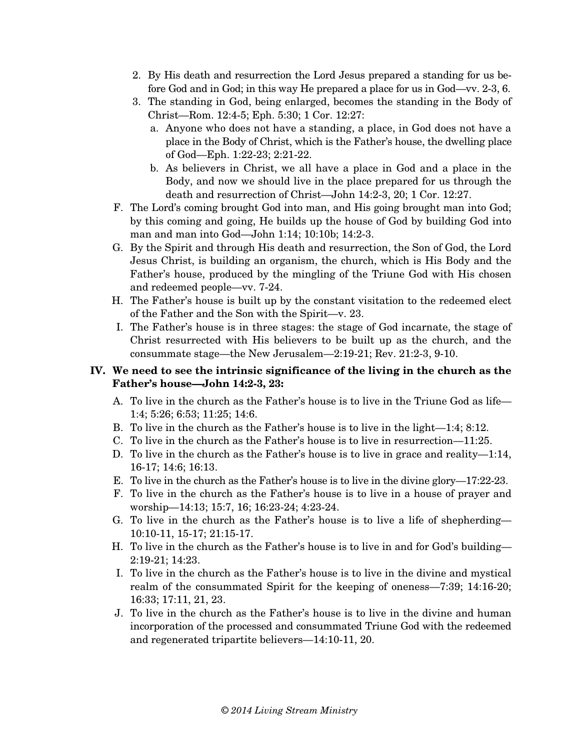2. By His death and resurrection the Lord Jesus prepared a standing for us before God and in God; in this way He prepared a place for us in God—vv. 2-3, 6.
3. The standing in God, being enlarged, becomes the standing in the Body of Christ—Rom. 12:4-5; Eph. 5:30; 1 Cor. 12:27:
   a. Anyone who does not have a standing, a place, in God does not have a place in the Body of Christ, which is the Father's house, the dwelling place of God—Eph. 1:22-23; 2:21-22.
   b. As believers in Christ, we all have a place in God and a place in the Body, and now we should live in the place prepared for us through the death and resurrection of Christ—John 14:2-3, 20; 1 Cor. 12:27.

F. The Lord's coming brought God into man, and His going brought man into God; by this coming and going, He builds up the house of God by building God into man and man into God—John 1:14; 10:10b; 14:2-3.

G. By the Spirit and through His death and resurrection, the Son of God, the Lord Jesus Christ, is building an organism, the church, which is His Body and the Father's house, produced by the mingling of the Triune God with His chosen and redeemed people—vv. 7-24.

H. The Father's house is built up by the constant visitation to the redeemed elect of the Father and the Son with the Spirit—v. 23.

I. The Father's house is in three stages: the stage of God incarnate, the stage of Christ resurrected with His believers to be built up as the church, and the consummate stage—the New Jerusalem—2:19-21; Rev. 21:2-3, 9-10.

## IV. We need to see the intrinsic significance of the living in the church as the Father's house—John 14:2-3, 23:

A. To live in the church as the Father's house is to live in the Triune God as life—1:4; 5:26; 6:53; 11:25; 14:6.

B. To live in the church as the Father's house is to live in the light—1:4; 8:12.

C. To live in the church as the Father's house is to live in resurrection—11:25.

D. To live in the church as the Father's house is to live in grace and reality—1:14, 16-17; 14:6; 16:13.

E. To live in the church as the Father's house is to live in the divine glory—17:22-23.

F. To live in the church as the Father's house is to live in a house of prayer and worship—14:13; 15:7, 16; 16:23-24; 4:23-24.

G. To live in the church as the Father's house is to live a life of shepherding—10:10-11, 15-17; 21:15-17.

H. To live in the church as the Father's house is to live in and for God's building—2:19-21; 14:23.

I. To live in the church as the Father's house is to live in the divine and mystical realm of the consummated Spirit for the keeping of oneness—7:39; 14:16-20; 16:33; 17:11, 21, 23.

J. To live in the church as the Father's house is to live in the divine and human incorporation of the processed and consummated Triune God with the redeemed and regenerated tripartite believers—14:10-11, 20.

*© 2014 Living Stream Ministry*